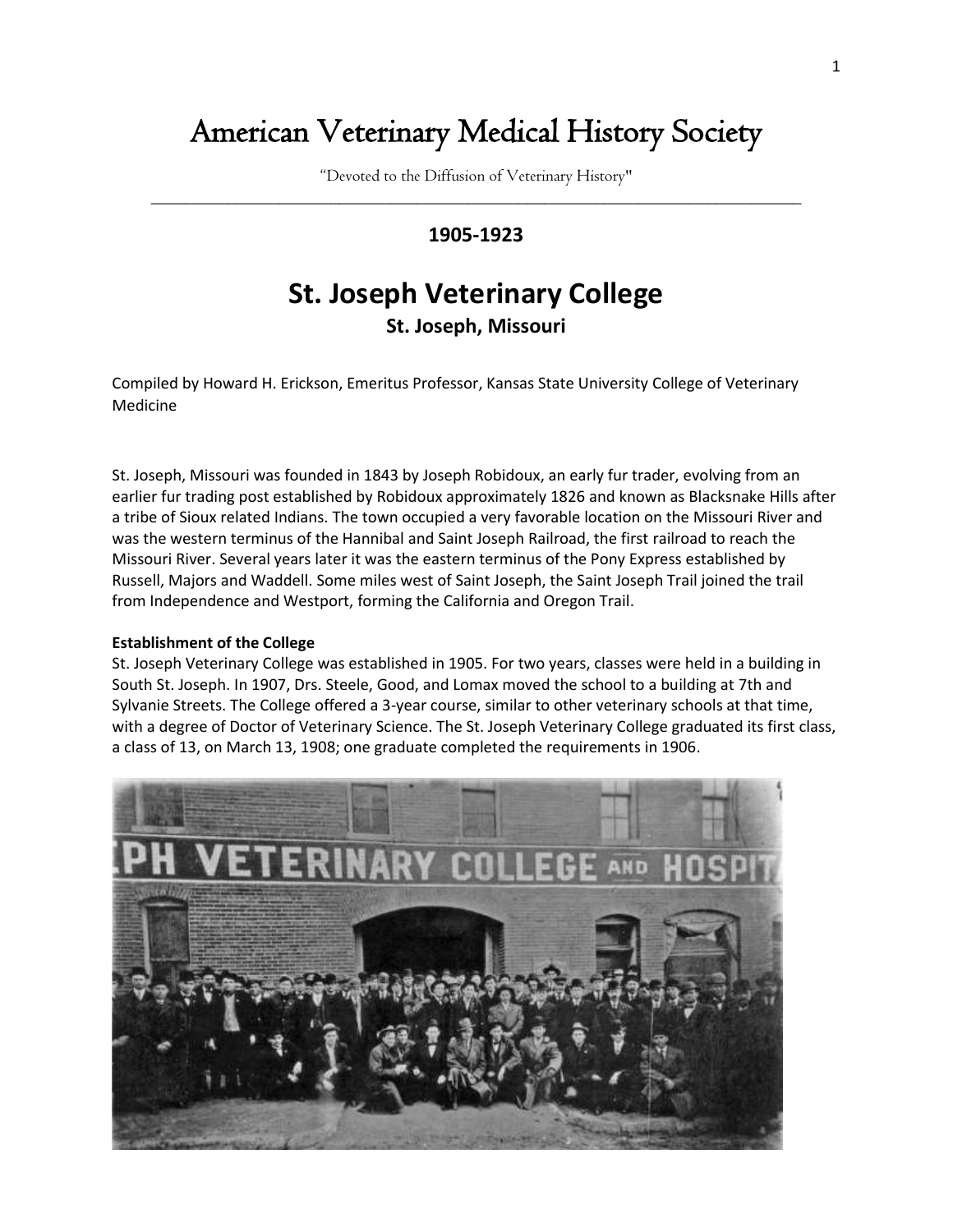# American Veterinary Medical History Society

"Devoted to the Diffusion of Veterinary History"

---

**1905-1923**

## St. Joseph Veterinary College

**St. Joseph, Missouri**

Compiled by Howard H. Erickson, Emeritus Professor, Kansas State University College of Veterinary Medicine

St. Joseph, Missouri was founded in 1843 by Joseph Robidoux, an early fur trader, evolving from an earlier fur trading post established by Robidoux approximately 1826 and known as Blacksnake Hills after a tribe of Sioux related Indians. The town occupied a very favorable location on the Missouri River and was the western terminus of the Hannibal and Saint Joseph Railroad, the first railroad to reach the Missouri River. Several years later it was the eastern terminus of the Pony Express established by Russell, Majors and Waddell. Some miles west of Saint Joseph, the Saint Joseph Trail joined the trail from Independence and Westport, forming the California and Oregon Trail.

**Establishment of the College**

St. Joseph Veterinary College was established in 1905. For two years, classes were held in a building in South St. Joseph. In 1907, Drs. Steele, Good, and Lomax moved the school to a building at 7th and Sylvanie Streets. The College offered a 3-year course, similar to other veterinary schools at that time, with a degree of Doctor of Veterinary Science. The St. Joseph Veterinary College graduated its first class, a class of 13, on March 13, 1908; one graduate completed the requirements in 1906.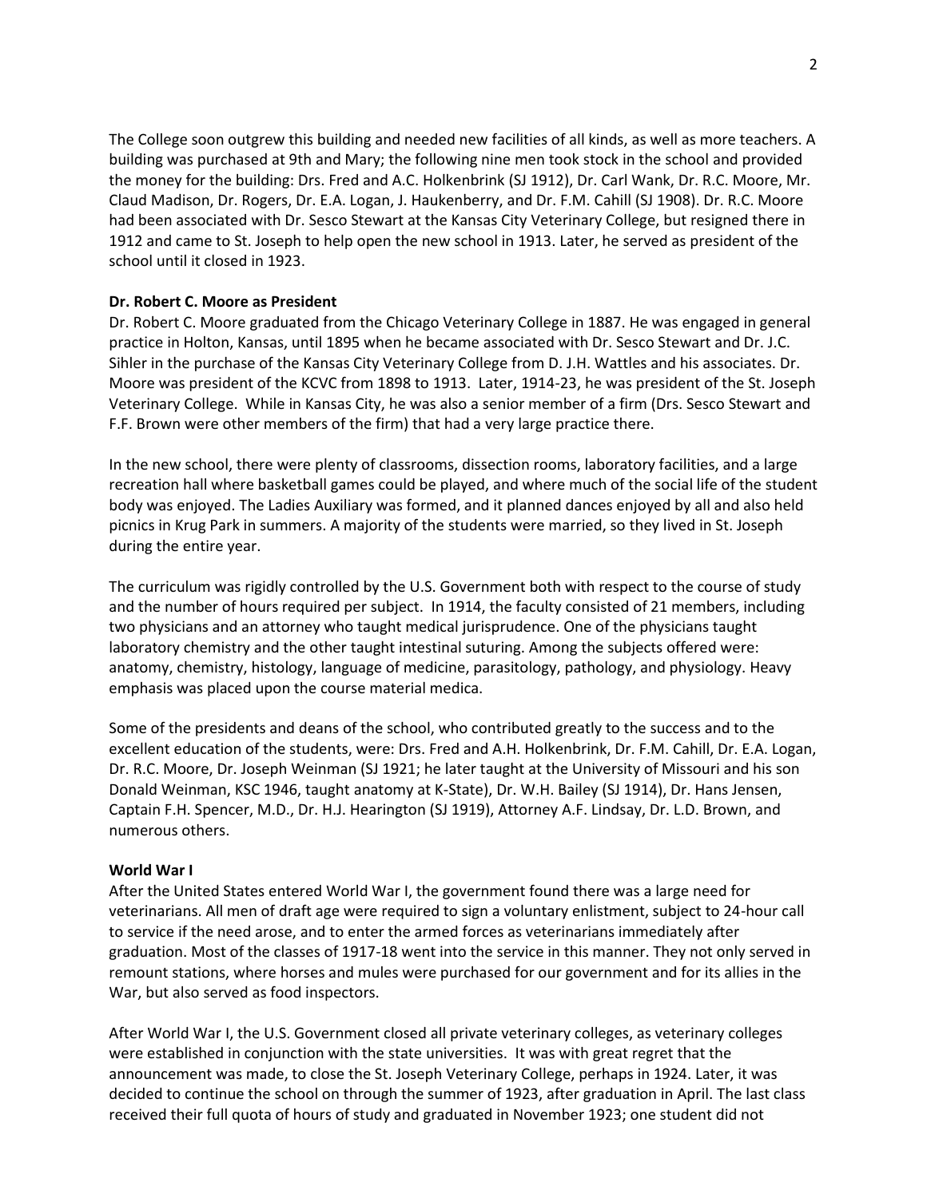The College soon outgrew this building and needed new facilities of all kinds, as well as more teachers. A building was purchased at 9th and Mary; the following nine men took stock in the school and provided the money for the building: Drs. Fred and A.C. Holkenbrink (SJ 1912), Dr. Carl Wank, Dr. R.C. Moore, Mr. Claud Madison, Dr. Rogers, Dr. E.A. Logan, J. Haukenberry, and Dr. F.M. Cahill (SJ 1908). Dr. R.C. Moore had been associated with Dr. Sesco Stewart at the Kansas City Veterinary College, but resigned there in 1912 and came to St. Joseph to help open the new school in 1913. Later, he served as president of the school until it closed in 1923.

**Dr. Robert C. Moore as President**

Dr. Robert C. Moore graduated from the Chicago Veterinary College in 1887. He was engaged in general practice in Holton, Kansas, until 1895 when he became associated with Dr. Sesco Stewart and Dr. J.C. Sihler in the purchase of the Kansas City Veterinary College from D. J.H. Wattles and his associates. Dr. Moore was president of the KCVC from 1898 to 1913. Later, 1914-23, he was president of the St. Joseph Veterinary College. While in Kansas City, he was also a senior member of a firm (Drs. Sesco Stewart and F.F. Brown were other members of the firm) that had a very large practice there.

In the new school, there were plenty of classrooms, dissection rooms, laboratory facilities, and a large recreation hall where basketball games could be played, and where much of the social life of the student body was enjoyed. The Ladies Auxiliary was formed, and it planned dances enjoyed by all and also held picnics in Krug Park in summers. A majority of the students were married, so they lived in St. Joseph during the entire year.

The curriculum was rigidly controlled by the U.S. Government both with respect to the course of study and the number of hours required per subject. In 1914, the faculty consisted of 21 members, including two physicians and an attorney who taught medical jurisprudence. One of the physicians taught laboratory chemistry and the other taught intestinal suturing. Among the subjects offered were: anatomy, chemistry, histology, language of medicine, parasitology, pathology, and physiology. Heavy emphasis was placed upon the course material medica.

Some of the presidents and deans of the school, who contributed greatly to the success and to the excellent education of the students, were: Drs. Fred and A.H. Holkenbrink, Dr. F.M. Cahill, Dr. E.A. Logan, Dr. R.C. Moore, Dr. Joseph Weinman (SJ 1921; he later taught at the University of Missouri and his son Donald Weinman, KSC 1946, taught anatomy at K-State), Dr. W.H. Bailey (SJ 1914), Dr. Hans Jensen, Captain F.H. Spencer, M.D., Dr. H.J. Hearington (SJ 1919), Attorney A.F. Lindsay, Dr. L.D. Brown, and numerous others.

**World War I**

After the United States entered World War I, the government found there was a large need for veterinarians. All men of draft age were required to sign a voluntary enlistment, subject to 24-hour call to service if the need arose, and to enter the armed forces as veterinarians immediately after graduation. Most of the classes of 1917-18 went into the service in this manner. They not only served in remount stations, where horses and mules were purchased for our government and for its allies in the War, but also served as food inspectors.

After World War I, the U.S. Government closed all private veterinary colleges, as veterinary colleges were established in conjunction with the state universities. It was with great regret that the announcement was made, to close the St. Joseph Veterinary College, perhaps in 1924. Later, it was decided to continue the school on through the summer of 1923, after graduation in April. The last class received their full quota of hours of study and graduated in November 1923; one student did not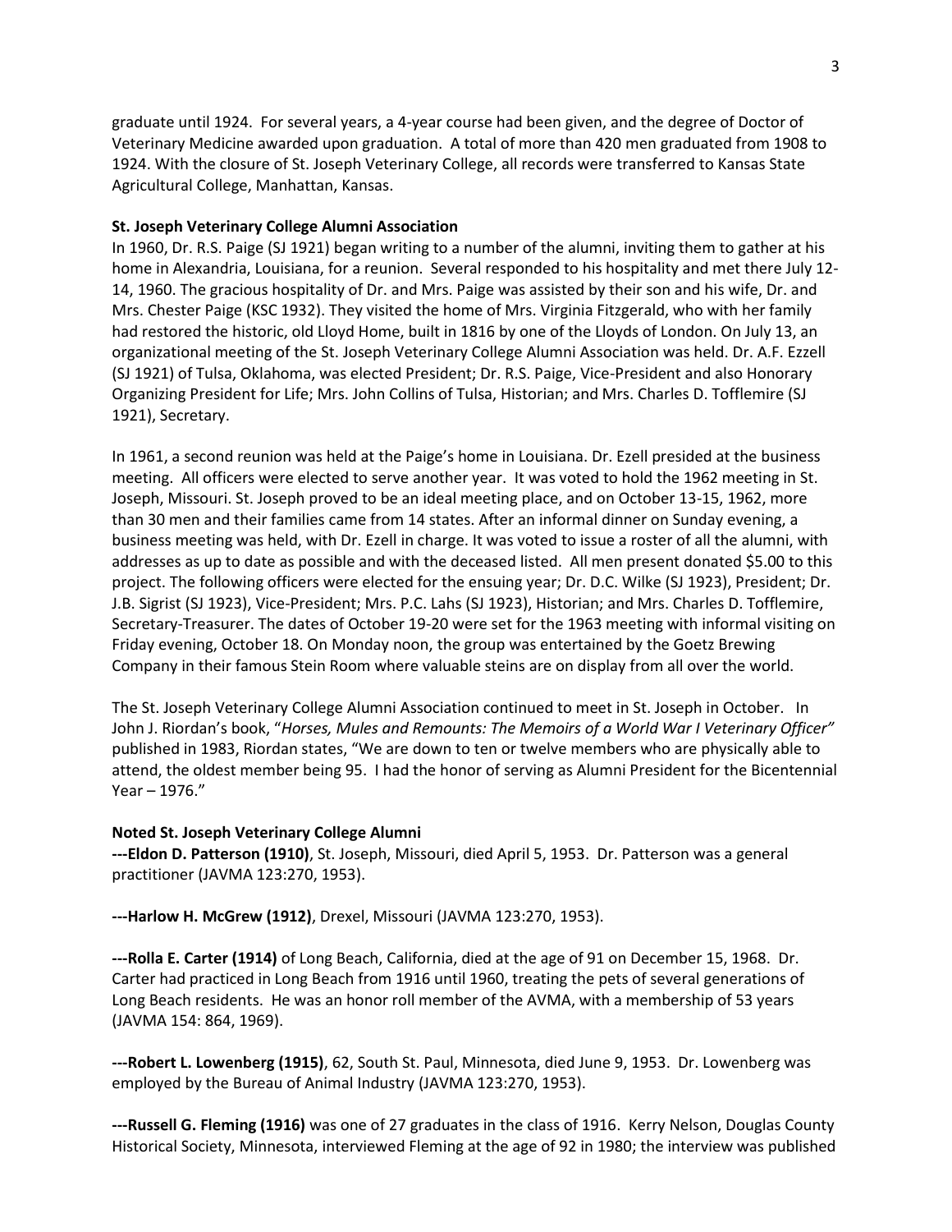graduate until 1924. For several years, a 4-year course had been given, and the degree of Doctor of Veterinary Medicine awarded upon graduation. A total of more than 420 men graduated from 1908 to 1924. With the closure of St. Joseph Veterinary College, all records were transferred to Kansas State Agricultural College, Manhattan, Kansas.

**St. Joseph Veterinary College Alumni Association**

In 1960, Dr. R.S. Paige (SJ 1921) began writing to a number of the alumni, inviting them to gather at his home in Alexandria, Louisiana, for a reunion. Several responded to his hospitality and met there July 12-14, 1960. The gracious hospitality of Dr. and Mrs. Paige was assisted by their son and his wife, Dr. and Mrs. Chester Paige (KSC 1932). They visited the home of Mrs. Virginia Fitzgerald, who with her family had restored the historic, old Lloyd Home, built in 1816 by one of the Lloyds of London. On July 13, an organizational meeting of the St. Joseph Veterinary College Alumni Association was held. Dr. A.F. Ezzell (SJ 1921) of Tulsa, Oklahoma, was elected President; Dr. R.S. Paige, Vice-President and also Honorary Organizing President for Life; Mrs. John Collins of Tulsa, Historian; and Mrs. Charles D. Tofflemire (SJ 1921), Secretary.

In 1961, a second reunion was held at the Paige's home in Louisiana. Dr. Ezell presided at the business meeting. All officers were elected to serve another year. It was voted to hold the 1962 meeting in St. Joseph, Missouri. St. Joseph proved to be an ideal meeting place, and on October 13-15, 1962, more than 30 men and their families came from 14 states. After an informal dinner on Sunday evening, a business meeting was held, with Dr. Ezell in charge. It was voted to issue a roster of all the alumni, with addresses as up to date as possible and with the deceased listed. All men present donated $5.00 to this project. The following officers were elected for the ensuing year; Dr. D.C. Wilke (SJ 1923), President; Dr. J.B. Sigrist (SJ 1923), Vice-President; Mrs. P.C. Lahs (SJ 1923), Historian; and Mrs. Charles D. Tofflemire, Secretary-Treasurer. The dates of October 19-20 were set for the 1963 meeting with informal visiting on Friday evening, October 18. On Monday noon, the group was entertained by the Goetz Brewing Company in their famous Stein Room where valuable steins are on display from all over the world.

The St. Joseph Veterinary College Alumni Association continued to meet in St. Joseph in October. In John J. Riordan's book, "*Horses, Mules and Remounts: The Memoirs of a World War I Veterinary Officer"* published in 1983, Riordan states, "We are down to ten or twelve members who are physically able to attend, the oldest member being 95. I had the honor of serving as Alumni President for the Bicentennial Year – 1976."

**Noted St. Joseph Veterinary College Alumni**

**---Eldon D. Patterson (1910)**, St. Joseph, Missouri, died April 5, 1953. Dr. Patterson was a general practitioner (JAVMA 123:270, 1953).

**---Harlow H. McGrew (1912)**, Drexel, Missouri (JAVMA 123:270, 1953).

**---Rolla E. Carter (1914)** of Long Beach, California, died at the age of 91 on December 15, 1968. Dr. Carter had practiced in Long Beach from 1916 until 1960, treating the pets of several generations of Long Beach residents. He was an honor roll member of the AVMA, with a membership of 53 years (JAVMA 154: 864, 1969).

**---Robert L. Lowenberg (1915)**, 62, South St. Paul, Minnesota, died June 9, 1953. Dr. Lowenberg was employed by the Bureau of Animal Industry (JAVMA 123:270, 1953).

**---Russell G. Fleming (1916)** was one of 27 graduates in the class of 1916. Kerry Nelson, Douglas County Historical Society, Minnesota, interviewed Fleming at the age of 92 in 1980; the interview was published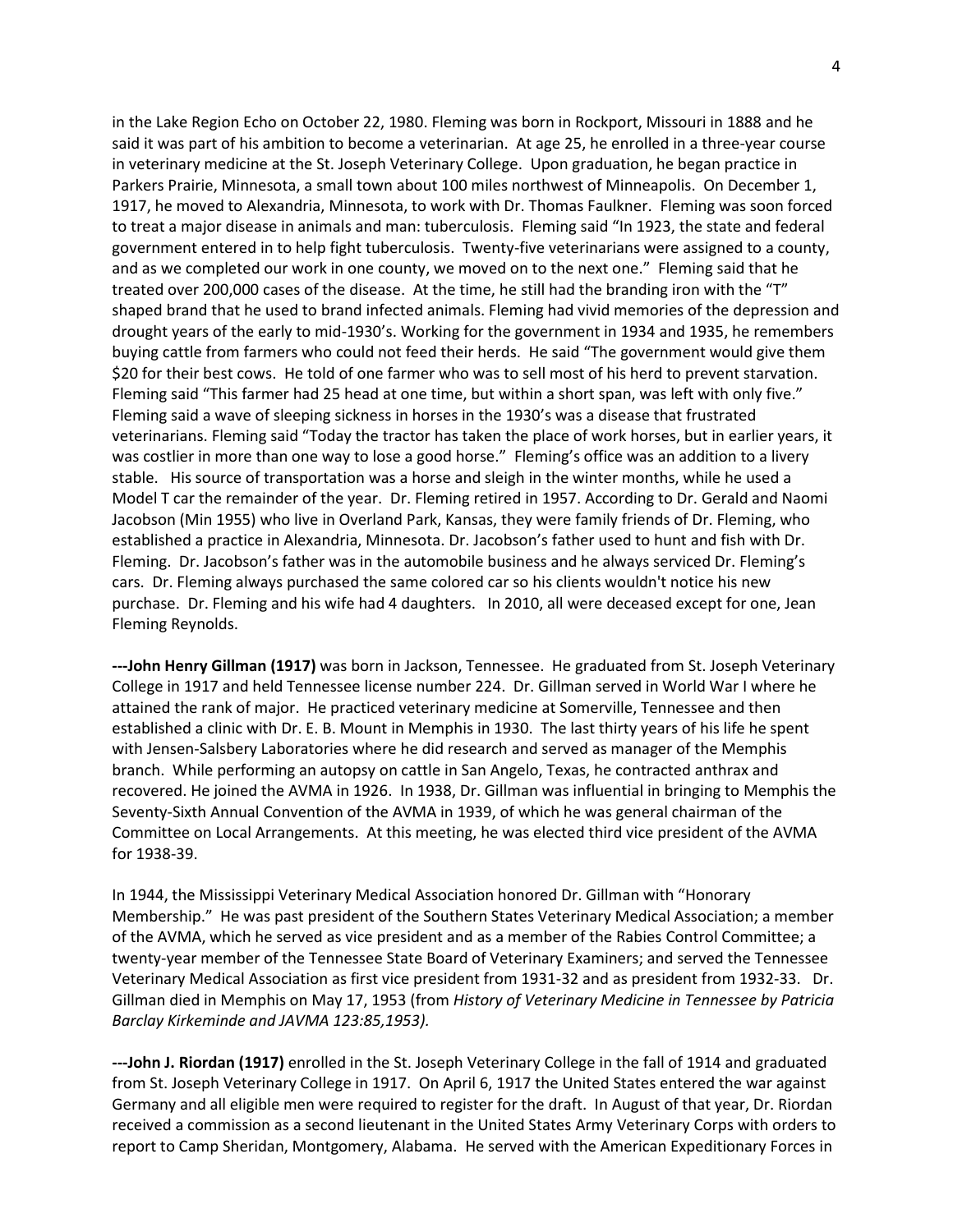in the Lake Region Echo on October 22, 1980. Fleming was born in Rockport, Missouri in 1888 and he said it was part of his ambition to become a veterinarian. At age 25, he enrolled in a three-year course in veterinary medicine at the St. Joseph Veterinary College. Upon graduation, he began practice in Parkers Prairie, Minnesota, a small town about 100 miles northwest of Minneapolis. On December 1, 1917, he moved to Alexandria, Minnesota, to work with Dr. Thomas Faulkner. Fleming was soon forced to treat a major disease in animals and man: tuberculosis. Fleming said "In 1923, the state and federal government entered in to help fight tuberculosis. Twenty-five veterinarians were assigned to a county, and as we completed our work in one county, we moved on to the next one." Fleming said that he treated over 200,000 cases of the disease. At the time, he still had the branding iron with the "T" shaped brand that he used to brand infected animals. Fleming had vivid memories of the depression and drought years of the early to mid-1930's. Working for the government in 1934 and 1935, he remembers buying cattle from farmers who could not feed their herds. He said "The government would give them $20 for their best cows. He told of one farmer who was to sell most of his herd to prevent starvation. Fleming said "This farmer had 25 head at one time, but within a short span, was left with only five." Fleming said a wave of sleeping sickness in horses in the 1930's was a disease that frustrated veterinarians. Fleming said "Today the tractor has taken the place of work horses, but in earlier years, it was costlier in more than one way to lose a good horse." Fleming's office was an addition to a livery stable. His source of transportation was a horse and sleigh in the winter months, while he used a Model T car the remainder of the year. Dr. Fleming retired in 1957. According to Dr. Gerald and Naomi Jacobson (Min 1955) who live in Overland Park, Kansas, they were family friends of Dr. Fleming, who established a practice in Alexandria, Minnesota. Dr. Jacobson's father used to hunt and fish with Dr. Fleming. Dr. Jacobson's father was in the automobile business and he always serviced Dr. Fleming's cars. Dr. Fleming always purchased the same colored car so his clients wouldn't notice his new purchase. Dr. Fleming and his wife had 4 daughters. In 2010, all were deceased except for one, Jean Fleming Reynolds.

**---John Henry Gillman (1917)** was born in Jackson, Tennessee. He graduated from St. Joseph Veterinary College in 1917 and held Tennessee license number 224. Dr. Gillman served in World War I where he attained the rank of major. He practiced veterinary medicine at Somerville, Tennessee and then established a clinic with Dr. E. B. Mount in Memphis in 1930. The last thirty years of his life he spent with Jensen-Salsbery Laboratories where he did research and served as manager of the Memphis branch. While performing an autopsy on cattle in San Angelo, Texas, he contracted anthrax and recovered. He joined the AVMA in 1926. In 1938, Dr. Gillman was influential in bringing to Memphis the Seventy-Sixth Annual Convention of the AVMA in 1939, of which he was general chairman of the Committee on Local Arrangements. At this meeting, he was elected third vice president of the AVMA for 1938-39.

In 1944, the Mississippi Veterinary Medical Association honored Dr. Gillman with "Honorary Membership." He was past president of the Southern States Veterinary Medical Association; a member of the AVMA, which he served as vice president and as a member of the Rabies Control Committee; a twenty-year member of the Tennessee State Board of Veterinary Examiners; and served the Tennessee Veterinary Medical Association as first vice president from 1931-32 and as president from 1932-33. Dr. Gillman died in Memphis on May 17, 1953 (from *History of Veterinary Medicine in Tennessee by Patricia Barclay Kirkeminde and JAVMA 123:85,1953).*

**---John J. Riordan (1917)** enrolled in the St. Joseph Veterinary College in the fall of 1914 and graduated from St. Joseph Veterinary College in 1917. On April 6, 1917 the United States entered the war against Germany and all eligible men were required to register for the draft. In August of that year, Dr. Riordan received a commission as a second lieutenant in the United States Army Veterinary Corps with orders to report to Camp Sheridan, Montgomery, Alabama. He served with the American Expeditionary Forces in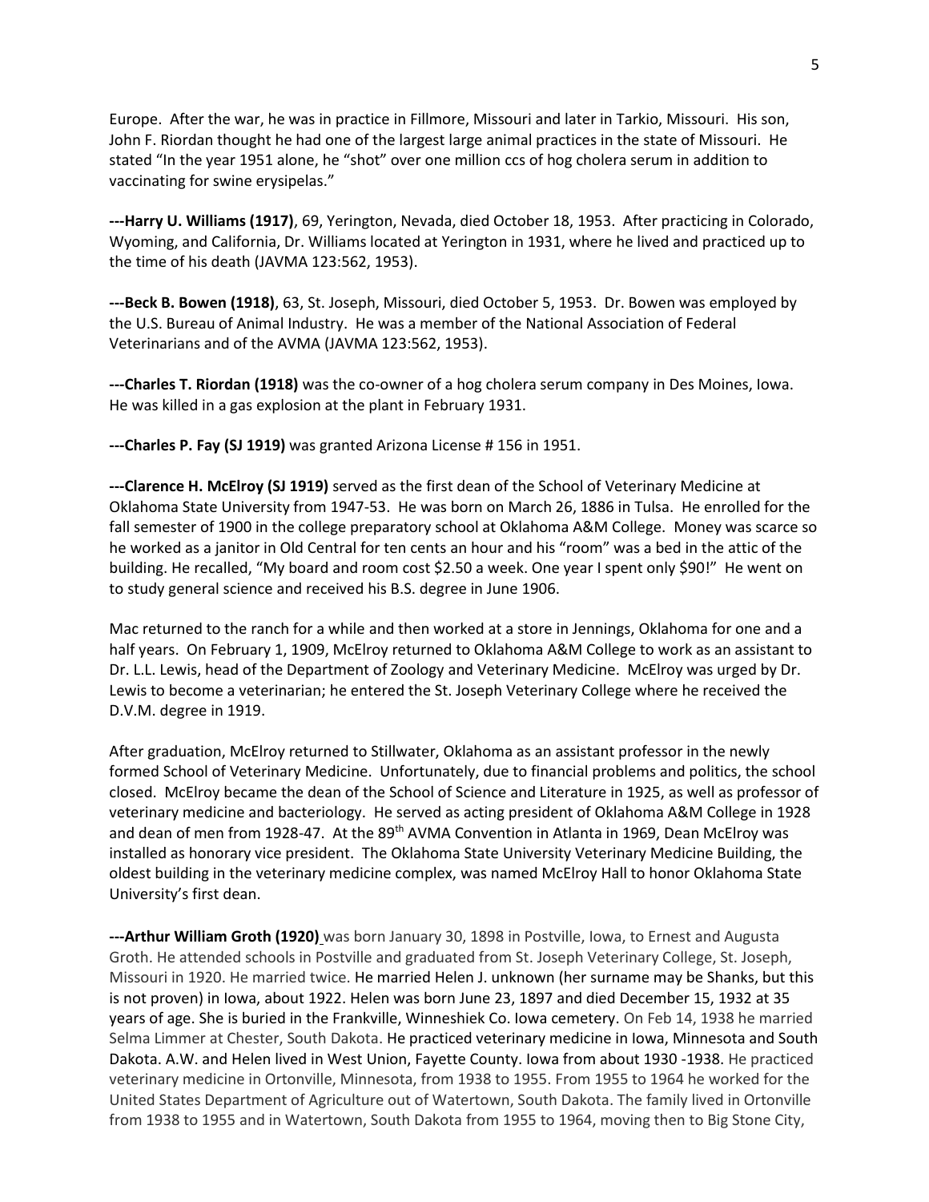Europe. After the war, he was in practice in Fillmore, Missouri and later in Tarkio, Missouri. His son, John F. Riordan thought he had one of the largest large animal practices in the state of Missouri. He stated "In the year 1951 alone, he "shot" over one million ccs of hog cholera serum in addition to vaccinating for swine erysipelas."

---**Harry U. Williams (1917)**, 69, Yerington, Nevada, died October 18, 1953. After practicing in Colorado, Wyoming, and California, Dr. Williams located at Yerington in 1931, where he lived and practiced up to the time of his death (JAVMA 123:562, 1953).

---**Beck B. Bowen (1918)**, 63, St. Joseph, Missouri, died October 5, 1953. Dr. Bowen was employed by the U.S. Bureau of Animal Industry. He was a member of the National Association of Federal Veterinarians and of the AVMA (JAVMA 123:562, 1953).

---**Charles T. Riordan (1918)** was the co-owner of a hog cholera serum company in Des Moines, Iowa. He was killed in a gas explosion at the plant in February 1931.

---**Charles P. Fay (SJ 1919)** was granted Arizona License # 156 in 1951.

---**Clarence H. McElroy (SJ 1919)** served as the first dean of the School of Veterinary Medicine at Oklahoma State University from 1947-53. He was born on March 26, 1886 in Tulsa. He enrolled for the fall semester of 1900 in the college preparatory school at Oklahoma A&M College. Money was scarce so he worked as a janitor in Old Central for ten cents an hour and his "room" was a bed in the attic of the building. He recalled, "My board and room cost $2.50 a week. One year I spent only $90!" He went on to study general science and received his B.S. degree in June 1906.

Mac returned to the ranch for a while and then worked at a store in Jennings, Oklahoma for one and a half years. On February 1, 1909, McElroy returned to Oklahoma A&M College to work as an assistant to Dr. L.L. Lewis, head of the Department of Zoology and Veterinary Medicine. McElroy was urged by Dr. Lewis to become a veterinarian; he entered the St. Joseph Veterinary College where he received the D.V.M. degree in 1919.

After graduation, McElroy returned to Stillwater, Oklahoma as an assistant professor in the newly formed School of Veterinary Medicine. Unfortunately, due to financial problems and politics, the school closed. McElroy became the dean of the School of Science and Literature in 1925, as well as professor of veterinary medicine and bacteriology. He served as acting president of Oklahoma A&M College in 1928 and dean of men from 1928-47. At the 89th AVMA Convention in Atlanta in 1969, Dean McElroy was installed as honorary vice president. The Oklahoma State University Veterinary Medicine Building, the oldest building in the veterinary medicine complex, was named McElroy Hall to honor Oklahoma State University's first dean.

---**Arthur William Groth (1920)** was born January 30, 1898 in Postville, Iowa, to Ernest and Augusta Groth. He attended schools in Postville and graduated from St. Joseph Veterinary College, St. Joseph, Missouri in 1920. He married twice. He married Helen J. unknown (her surname may be Shanks, but this is not proven) in Iowa, about 1922. Helen was born June 23, 1897 and died December 15, 1932 at 35 years of age. She is buried in the Frankville, Winneshiek Co. Iowa cemetery. On Feb 14, 1938 he married Selma Limmer at Chester, South Dakota. He practiced veterinary medicine in Iowa, Minnesota and South Dakota. A.W. and Helen lived in West Union, Fayette County. Iowa from about 1930 -1938. He practiced veterinary medicine in Ortonville, Minnesota, from 1938 to 1955. From 1955 to 1964 he worked for the United States Department of Agriculture out of Watertown, South Dakota. The family lived in Ortonville from 1938 to 1955 and in Watertown, South Dakota from 1955 to 1964, moving then to Big Stone City,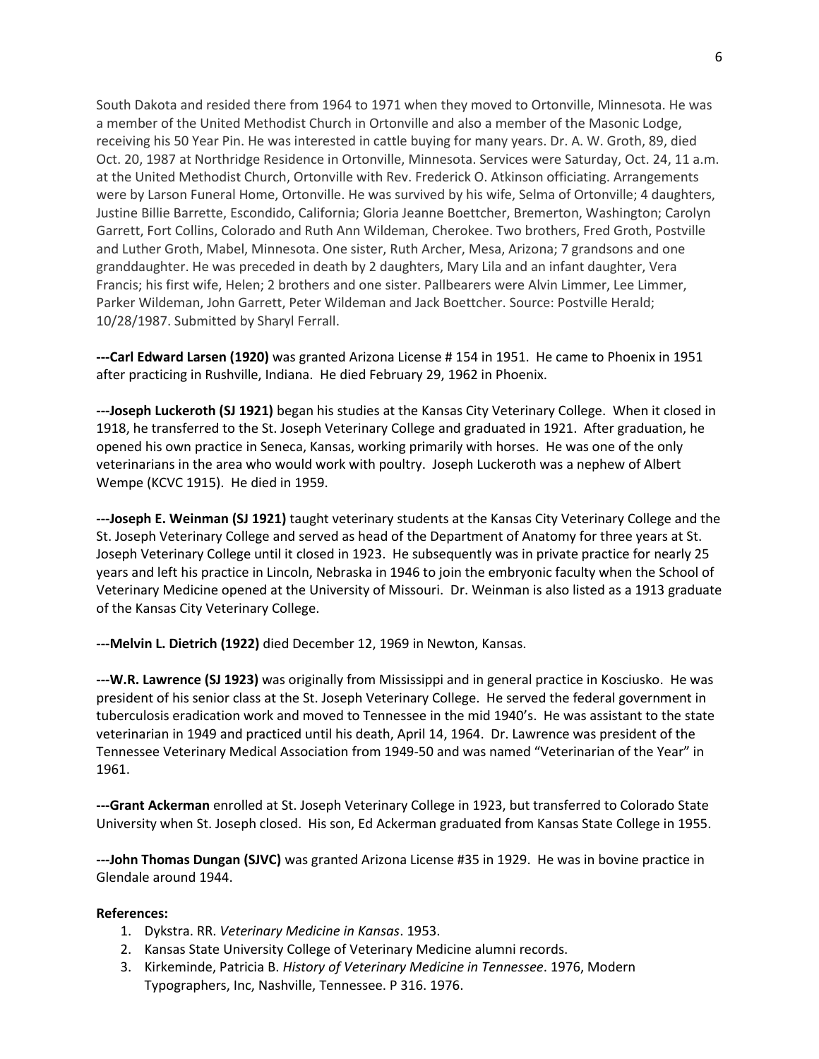South Dakota and resided there from 1964 to 1971 when they moved to Ortonville, Minnesota. He was a member of the United Methodist Church in Ortonville and also a member of the Masonic Lodge, receiving his 50 Year Pin. He was interested in cattle buying for many years. Dr. A. W. Groth, 89, died Oct. 20, 1987 at Northridge Residence in Ortonville, Minnesota. Services were Saturday, Oct. 24, 11 a.m. at the United Methodist Church, Ortonville with Rev. Frederick O. Atkinson officiating. Arrangements were by Larson Funeral Home, Ortonville. He was survived by his wife, Selma of Ortonville; 4 daughters, Justine Billie Barrette, Escondido, California; Gloria Jeanne Boettcher, Bremerton, Washington; Carolyn Garrett, Fort Collins, Colorado and Ruth Ann Wildeman, Cherokee. Two brothers, Fred Groth, Postville and Luther Groth, Mabel, Minnesota. One sister, Ruth Archer, Mesa, Arizona; 7 grandsons and one granddaughter. He was preceded in death by 2 daughters, Mary Lila and an infant daughter, Vera Francis; his first wife, Helen; 2 brothers and one sister. Pallbearers were Alvin Limmer, Lee Limmer, Parker Wildeman, John Garrett, Peter Wildeman and Jack Boettcher. Source: Postville Herald; 10/28/1987. Submitted by Sharyl Ferrall.

**---Carl Edward Larsen (1920)** was granted Arizona License # 154 in 1951. He came to Phoenix in 1951 after practicing in Rushville, Indiana. He died February 29, 1962 in Phoenix.

**---Joseph Luckeroth (SJ 1921)** began his studies at the Kansas City Veterinary College. When it closed in 1918, he transferred to the St. Joseph Veterinary College and graduated in 1921. After graduation, he opened his own practice in Seneca, Kansas, working primarily with horses. He was one of the only veterinarians in the area who would work with poultry. Joseph Luckeroth was a nephew of Albert Wempe (KCVC 1915). He died in 1959.

**---Joseph E. Weinman (SJ 1921)** taught veterinary students at the Kansas City Veterinary College and the St. Joseph Veterinary College and served as head of the Department of Anatomy for three years at St. Joseph Veterinary College until it closed in 1923. He subsequently was in private practice for nearly 25 years and left his practice in Lincoln, Nebraska in 1946 to join the embryonic faculty when the School of Veterinary Medicine opened at the University of Missouri. Dr. Weinman is also listed as a 1913 graduate of the Kansas City Veterinary College.

**---Melvin L. Dietrich (1922)** died December 12, 1969 in Newton, Kansas.

**---W.R. Lawrence (SJ 1923)** was originally from Mississippi and in general practice in Kosciusko. He was president of his senior class at the St. Joseph Veterinary College. He served the federal government in tuberculosis eradication work and moved to Tennessee in the mid 1940's. He was assistant to the state veterinarian in 1949 and practiced until his death, April 14, 1964. Dr. Lawrence was president of the Tennessee Veterinary Medical Association from 1949-50 and was named "Veterinarian of the Year" in 1961.

**---Grant Ackerman** enrolled at St. Joseph Veterinary College in 1923, but transferred to Colorado State University when St. Joseph closed. His son, Ed Ackerman graduated from Kansas State College in 1955.

**---John Thomas Dungan (SJVC)** was granted Arizona License #35 in 1929. He was in bovine practice in Glendale around 1944.

**References:**

1. Dykstra. RR. *Veterinary Medicine in Kansas*. 1953.
2. Kansas State University College of Veterinary Medicine alumni records.
3. Kirkeminde, Patricia B. *History of Veterinary Medicine in Tennessee*. 1976, Modern Typographers, Inc, Nashville, Tennessee. P 316. 1976.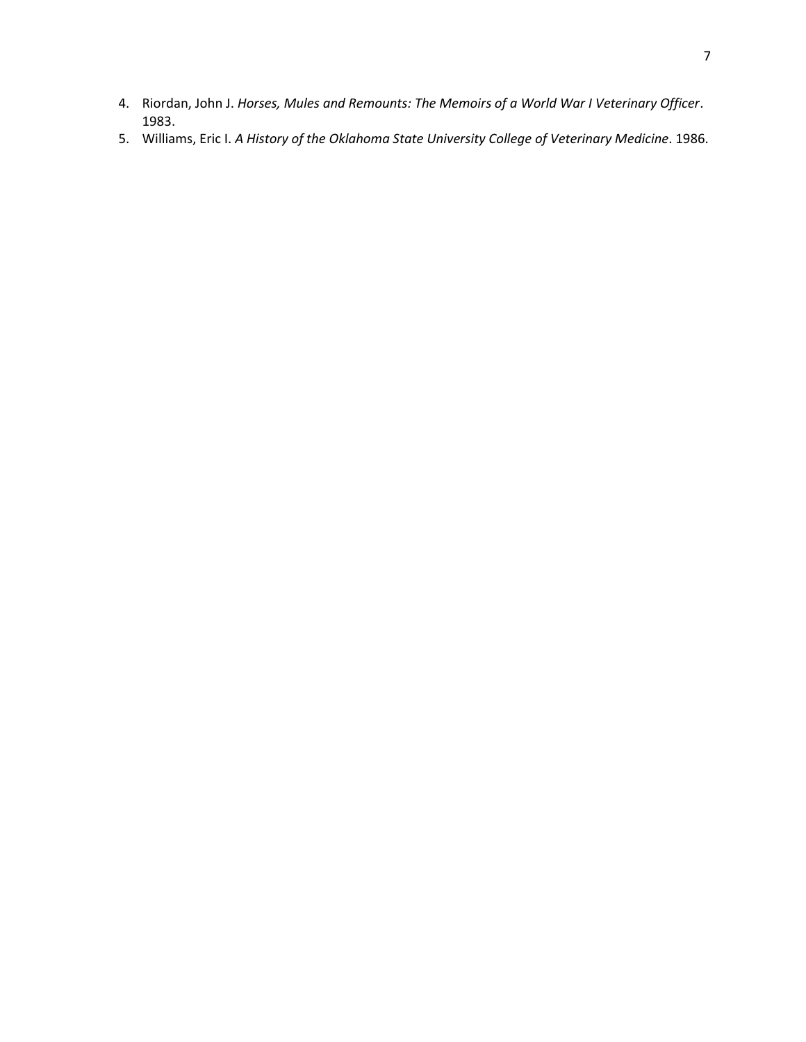4. Riordan, John J. *Horses, Mules and Remounts: The Memoirs of a World War I Veterinary Officer*. 1983.
5. Williams, Eric I. *A History of the Oklahoma State University College of Veterinary Medicine*. 1986.